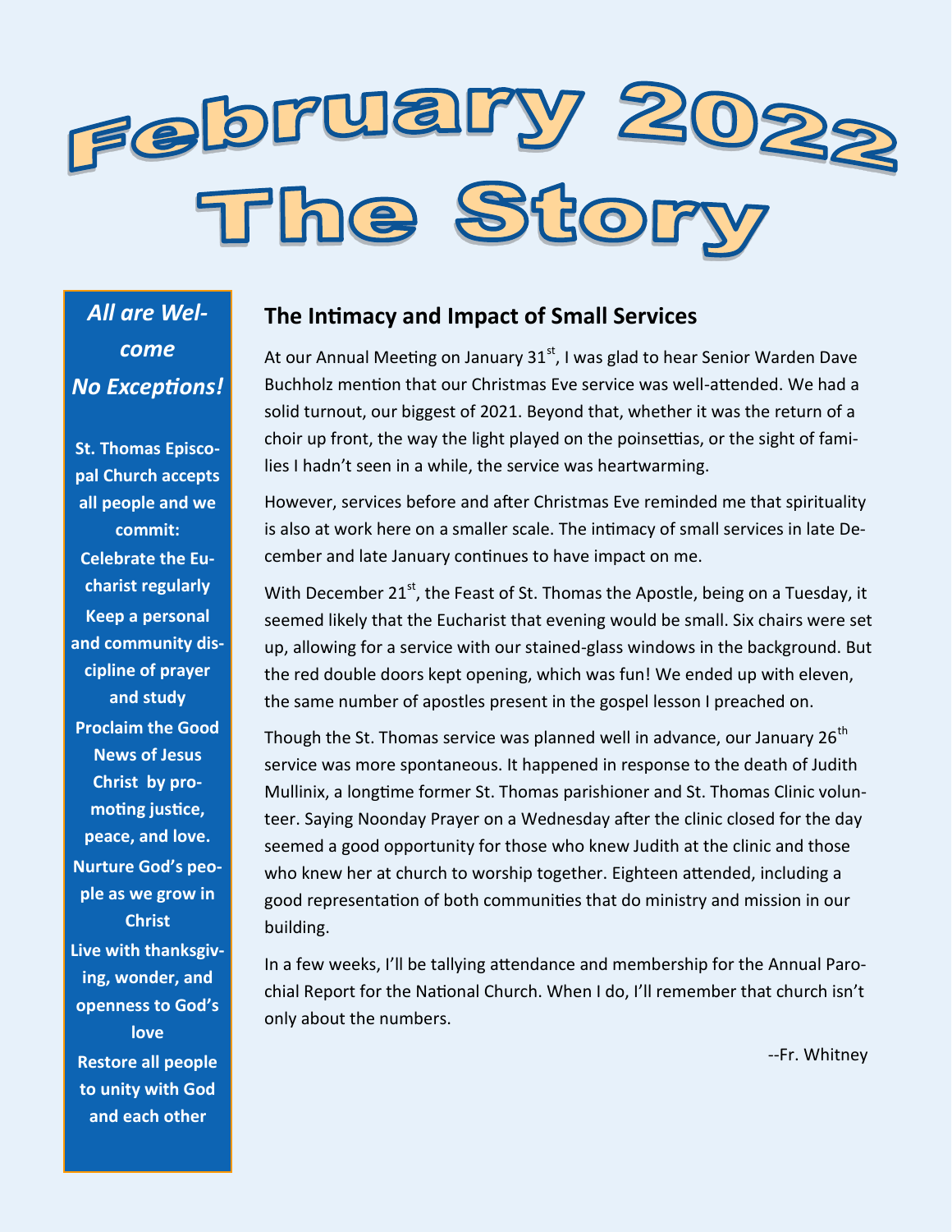# February 2022
# The Story

***All are Welcome No Exceptions!***

**St. Thomas Episcopal Church accepts all people and we commit:**

**Celebrate the Eucharist regularly**

**Keep a personal and community discipline of prayer and study**

**Proclaim the Good News of Jesus Christ by promoting justice, peace, and love.**

**Nurture God's people as we grow in Christ**

**Live with thanksgiving, wonder, and openness to God's love**

**Restore all people to unity with God and each other**

## The Intimacy and Impact of Small Services

At our Annual Meeting on January 31st, I was glad to hear Senior Warden Dave Buchholz mention that our Christmas Eve service was well-attended. We had a solid turnout, our biggest of 2021. Beyond that, whether it was the return of a choir up front, the way the light played on the poinsettias, or the sight of families I hadn't seen in a while, the service was heartwarming.

However, services before and after Christmas Eve reminded me that spirituality is also at work here on a smaller scale. The intimacy of small services in late December and late January continues to have impact on me.

With December 21st, the Feast of St. Thomas the Apostle, being on a Tuesday, it seemed likely that the Eucharist that evening would be small. Six chairs were set up, allowing for a service with our stained-glass windows in the background. But the red double doors kept opening, which was fun! We ended up with eleven, the same number of apostles present in the gospel lesson I preached on.

Though the St. Thomas service was planned well in advance, our January 26th service was more spontaneous. It happened in response to the death of Judith Mullinix, a longtime former St. Thomas parishioner and St. Thomas Clinic volunteer. Saying Noonday Prayer on a Wednesday after the clinic closed for the day seemed a good opportunity for those who knew Judith at the clinic and those who knew her at church to worship together. Eighteen attended, including a good representation of both communities that do ministry and mission in our building.

In a few weeks, I'll be tallying attendance and membership for the Annual Parochial Report for the National Church. When I do, I'll remember that church isn't only about the numbers.

--Fr. Whitney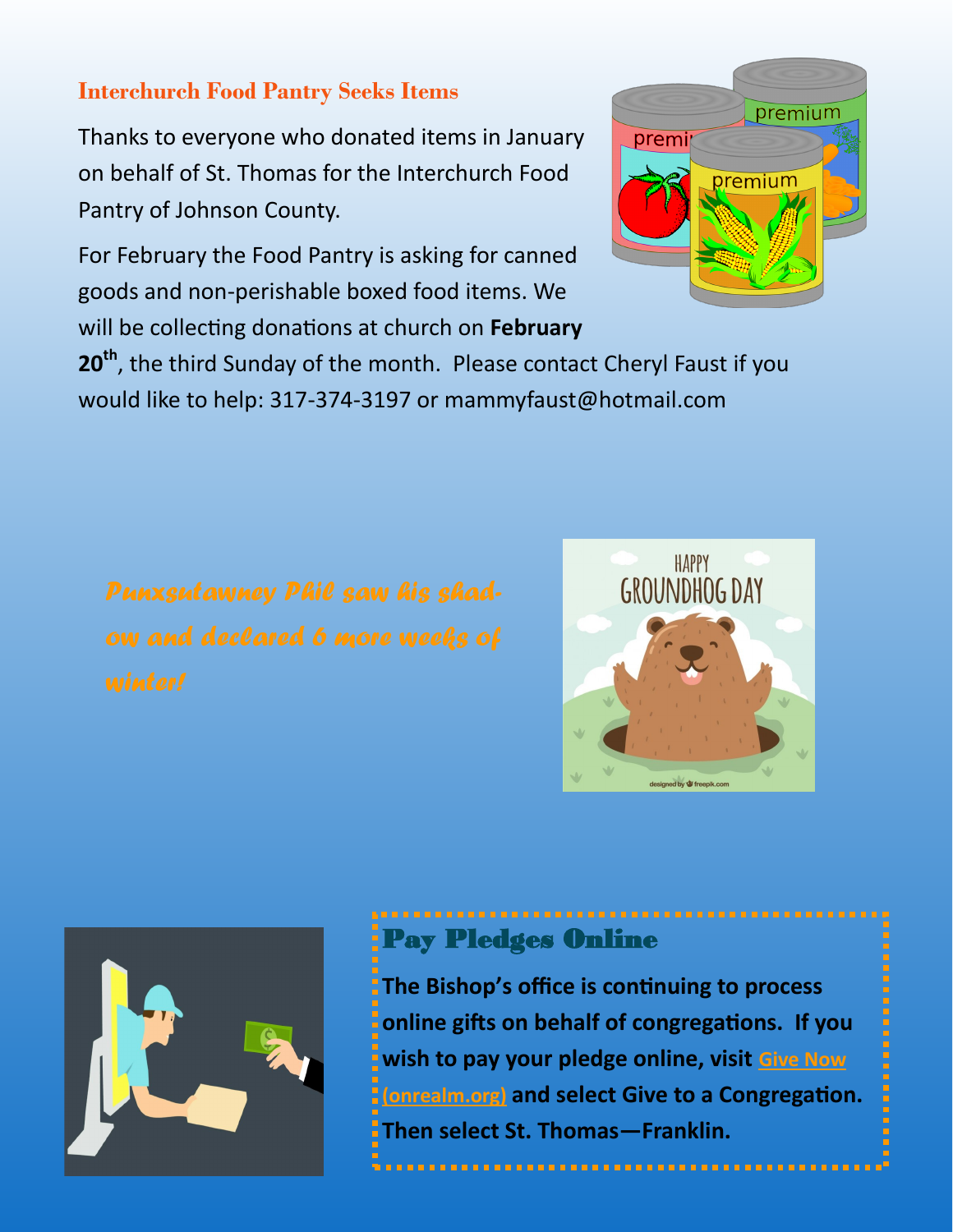## Interchurch Food Pantry Seeks Items

Thanks to everyone who donated items in January on behalf of St. Thomas for the Interchurch Food Pantry of Johnson County.

For February the Food Pantry is asking for canned goods and non-perishable boxed food items. We will be collecting donations at church on **February 20th**, the third Sunday of the month. Please contact Cheryl Faust if you would like to help: 317-374-3197 or mammyfaust@hotmail.com

*Punxsutawney Phil saw his shadow and declared 6 more weeks of winter!*

## Pay Pledges Online

**The Bishop's office is continuing to process online gifts on behalf of congregations. If you wish to pay your pledge online, visit Give Now (onrealm.org) and select Give to a Congregation. Then select St. Thomas—Franklin.**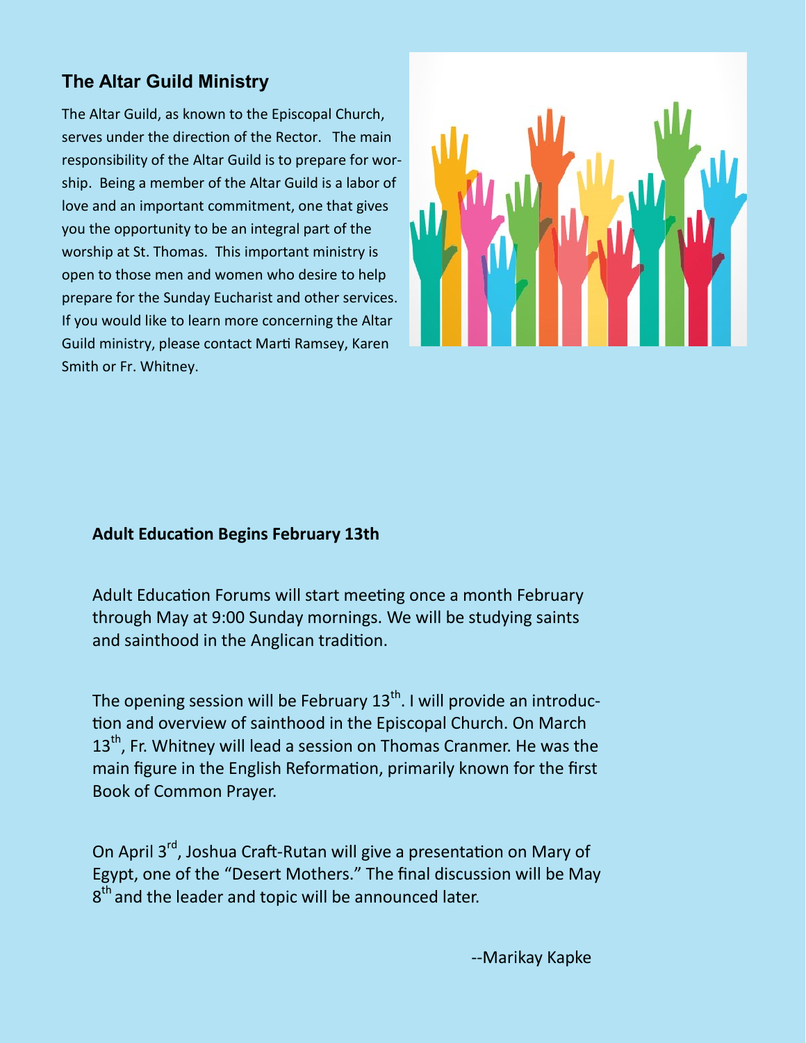## The Altar Guild Ministry

The Altar Guild, as known to the Episcopal Church, serves under the direction of the Rector. The main responsibility of the Altar Guild is to prepare for worship. Being a member of the Altar Guild is a labor of love and an important commitment, one that gives you the opportunity to be an integral part of the worship at St. Thomas. This important ministry is open to those men and women who desire to help prepare for the Sunday Eucharist and other services. If you would like to learn more concerning the Altar Guild ministry, please contact Marti Ramsey, Karen Smith or Fr. Whitney.

**Adult Education Begins February 13th**

Adult Education Forums will start meeting once a month February through May at 9:00 Sunday mornings. We will be studying saints and sainthood in the Anglican tradition.

The opening session will be February 13th. I will provide an introduction and overview of sainthood in the Episcopal Church. On March 13th, Fr. Whitney will lead a session on Thomas Cranmer. He was the main figure in the English Reformation, primarily known for the first Book of Common Prayer.

On April 3rd, Joshua Craft-Rutan will give a presentation on Mary of Egypt, one of the "Desert Mothers." The final discussion will be May 8th and the leader and topic will be announced later.

--Marikay Kapke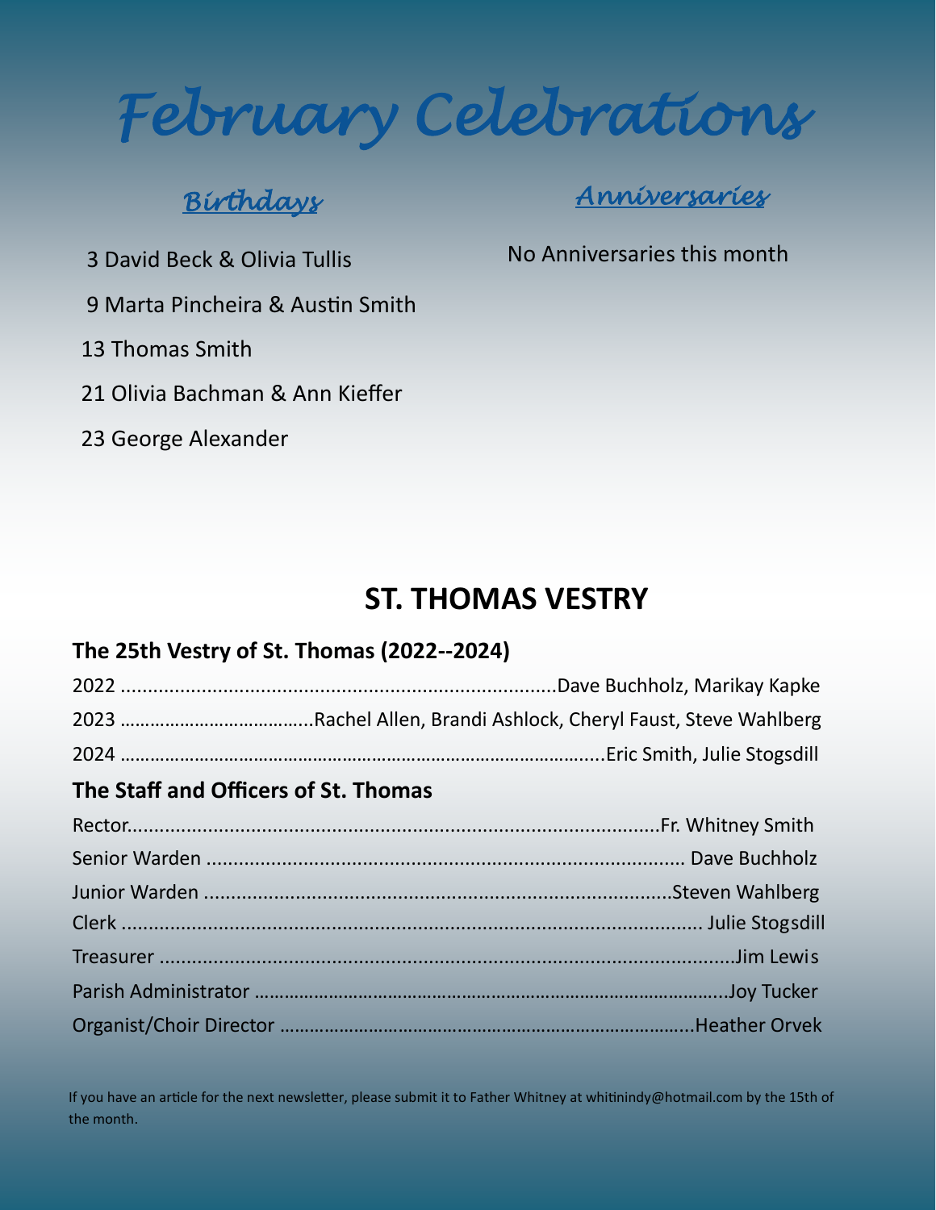# February Celebrations

## Birthdays

3 David Beck & Olivia Tullis

9 Marta Pincheira & Austin Smith

13 Thomas Smith

21 Olivia Bachman & Ann Kieffer

23 George Alexander

## Anniversaries

No Anniversaries this month

## ST. THOMAS VESTRY

### The 25th Vestry of St. Thomas (2022--2024)

2022 ................................................................................Dave Buchholz, Marikay Kapke

2023 ………………………………..Rachel Allen, Brandi Ashlock, Cheryl Faust, Steve Wahlberg

2024 ……………………………………………………………………………..Eric Smith, Julie Stogsdill

### The Staff and Officers of St. Thomas

Rector.................................................................................................Fr. Whitney Smith

Senior Warden ....................................................................................... Dave Buchholz

Junior Warden ....................................................................................Steven Wahlberg

Clerk ............................................................................................................ Julie Stogsdill

Treasurer ..........................................................................................................Jim Lewis

Parish Administrator ………………………………………………………………………………...Joy Tucker

Organist/Choir Director ………………………………………………………………………..Heather Orvek

If you have an article for the next newsletter, please submit it to Father Whitney at whitinindy@hotmail.com by the 15th of the month.